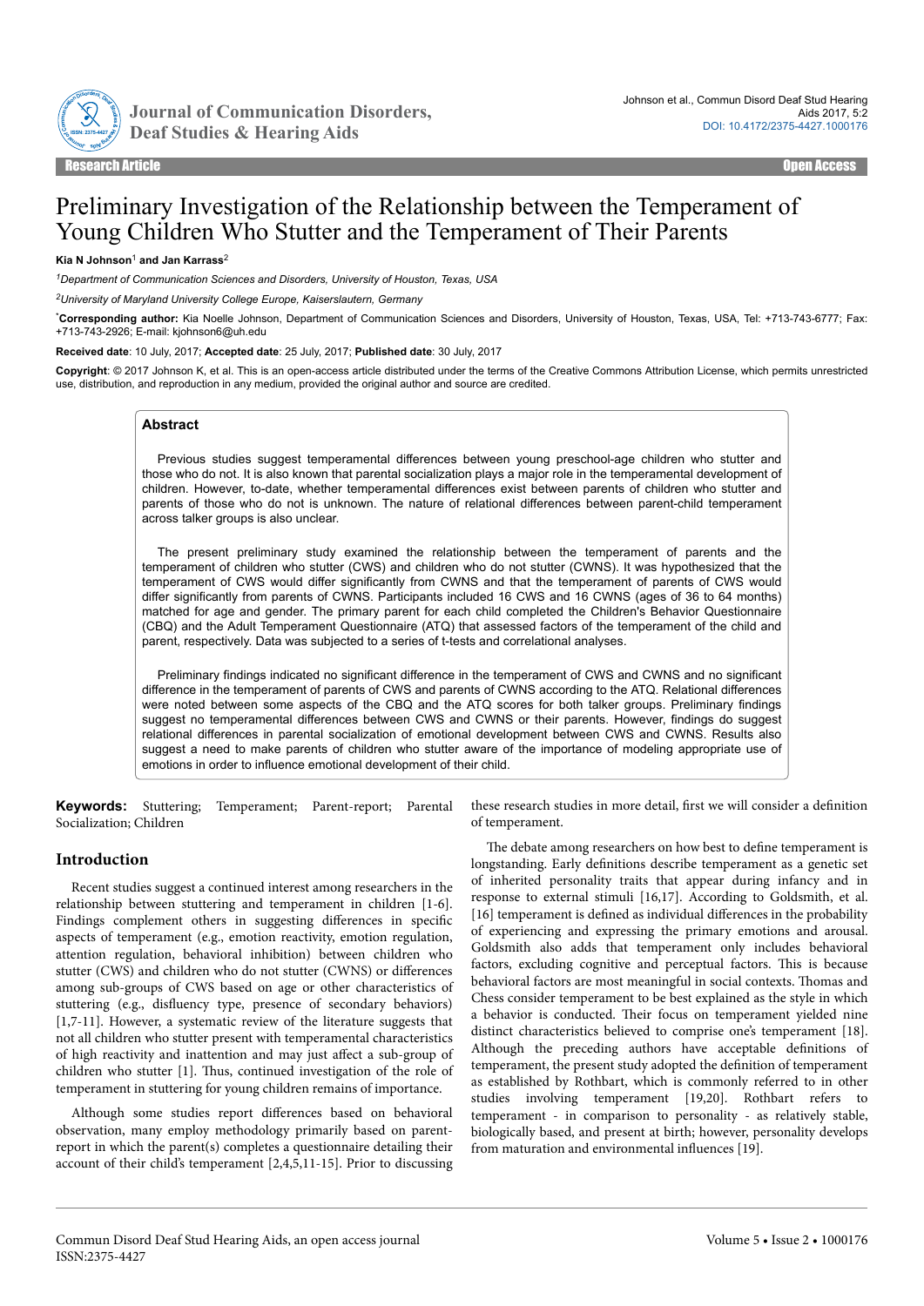Journal of Communication Disorders, Deaf Studies & Hearing Aids

Johnson et al., Commun Disord Deaf Stud Hearing Aids 2017, 5:2
DOI: 10.4172/2375-4427.1000176

Research Article — Open Access

# Preliminary Investigation of the Relationship between the Temperament of Young Children Who Stutter and the Temperament of Their Parents

**Kia N Johnson**[1] **and Jan Karrass**[2]

[1]*Department of Communication Sciences and Disorders, University of Houston, Texas, USA*

[2]*University of Maryland University College Europe, Kaiserslautern, Germany*

[*]**Corresponding author:** Kia Noelle Johnson, Department of Communication Sciences and Disorders, University of Houston, Texas, USA, Tel: +713-743-6777; Fax: +713-743-2926; E-mail: kjohnson6@uh.edu

**Received date**: 10 July, 2017; **Accepted date**: 25 July, 2017; **Published date**: 30 July, 2017

**Copyright**: © 2017 Johnson K, et al. This is an open-access article distributed under the terms of the Creative Commons Attribution License, which permits unrestricted use, distribution, and reproduction in any medium, provided the original author and source are credited.

## Abstract

Previous studies suggest temperamental differences between young preschool-age children who stutter and those who do not. It is also known that parental socialization plays a major role in the temperamental development of children. However, to-date, whether temperamental differences exist between parents of children who stutter and parents of those who do not is unknown. The nature of relational differences between parent-child temperament across talker groups is also unclear.

The present preliminary study examined the relationship between the temperament of parents and the temperament of children who stutter (CWS) and children who do not stutter (CWNS). It was hypothesized that the temperament of CWS would differ significantly from CWNS and that the temperament of parents of CWS would differ significantly from parents of CWNS. Participants included 16 CWS and 16 CWNS (ages of 36 to 64 months) matched for age and gender. The primary parent for each child completed the Children's Behavior Questionnaire (CBQ) and the Adult Temperament Questionnaire (ATQ) that assessed factors of the temperament of the child and parent, respectively. Data was subjected to a series of t-tests and correlational analyses.

Preliminary findings indicated no significant difference in the temperament of CWS and CWNS and no significant difference in the temperament of parents of CWS and parents of CWNS according to the ATQ. Relational differences were noted between some aspects of the CBQ and the ATQ scores for both talker groups. Preliminary findings suggest no temperamental differences between CWS and CWNS or their parents. However, findings do suggest relational differences in parental socialization of emotional development between CWS and CWNS. Results also suggest a need to make parents of children who stutter aware of the importance of modeling appropriate use of emotions in order to influence emotional development of their child.

**Keywords:** Stuttering; Temperament; Parent-report; Parental Socialization; Children

## Introduction

Recent studies suggest a continued interest among researchers in the relationship between stuttering and temperament in children [1-6]. Findings complement others in suggesting differences in specific aspects of temperament (e.g., emotion reactivity, emotion regulation, attention regulation, behavioral inhibition) between children who stutter (CWS) and children who do not stutter (CWNS) or differences among sub-groups of CWS based on age or other characteristics of stuttering (e.g., disfluency type, presence of secondary behaviors) [1,7-11]. However, a systematic review of the literature suggests that not all children who stutter present with temperamental characteristics of high reactivity and inattention and may just affect a sub-group of children who stutter [1]. Thus, continued investigation of the role of temperament in stuttering for young children remains of importance.

Although some studies report differences based on behavioral observation, many employ methodology primarily based on parent-report in which the parent(s) completes a questionnaire detailing their account of their child's temperament [2,4,5,11-15]. Prior to discussing these research studies in more detail, first we will consider a definition of temperament.

The debate among researchers on how best to define temperament is longstanding. Early definitions describe temperament as a genetic set of inherited personality traits that appear during infancy and in response to external stimuli [16,17]. According to Goldsmith, et al. [16] temperament is defined as individual differences in the probability of experiencing and expressing the primary emotions and arousal. Goldsmith also adds that temperament only includes behavioral factors, excluding cognitive and perceptual factors. This is because behavioral factors are most meaningful in social contexts. Thomas and Chess consider temperament to be best explained as the style in which a behavior is conducted. Their focus on temperament yielded nine distinct characteristics believed to comprise one's temperament [18]. Although the preceding authors have acceptable definitions of temperament, the present study adopted the definition of temperament as established by Rothbart, which is commonly referred to in other studies involving temperament [19,20]. Rothbart refers to temperament - in comparison to personality - as relatively stable, biologically based, and present at birth; however, personality develops from maturation and environmental influences [19].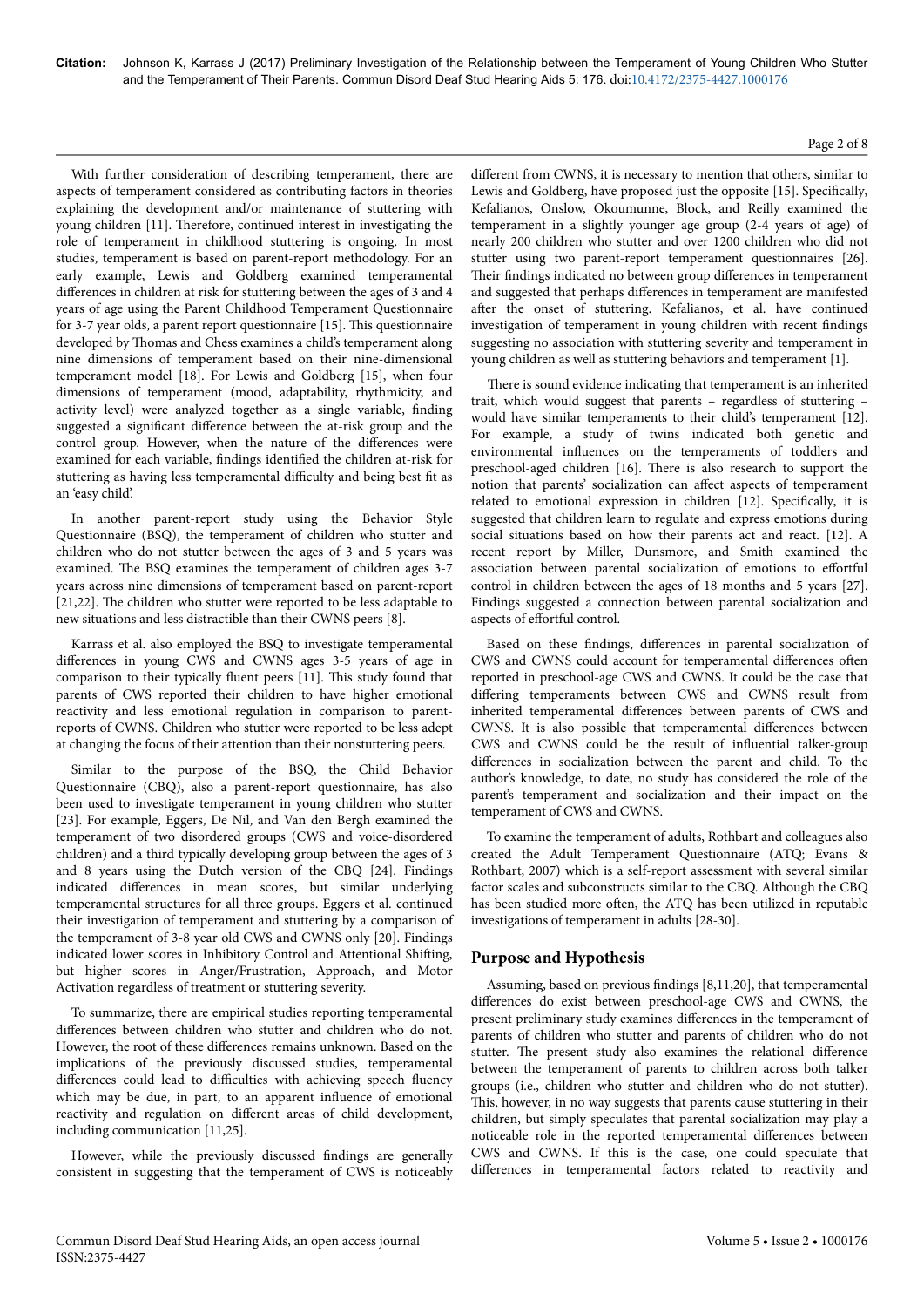With further consideration of describing temperament, there are aspects of temperament considered as contributing factors in theories explaining the development and/or maintenance of stuttering with young children [11]. Therefore, continued interest in investigating the role of temperament in childhood stuttering is ongoing. In most studies, temperament is based on parent-report methodology. For an early example, Lewis and Goldberg examined temperamental differences in children at risk for stuttering between the ages of 3 and 4 years of age using the Parent Childhood Temperament Questionnaire for 3-7 year olds, a parent report questionnaire [15]. This questionnaire developed by Thomas and Chess examines a child's temperament along nine dimensions of temperament based on their nine-dimensional temperament model [18]. For Lewis and Goldberg [15], when four dimensions of temperament (mood, adaptability, rhythmicity, and activity level) were analyzed together as a single variable, finding suggested a significant difference between the at-risk group and the control group. However, when the nature of the differences were examined for each variable, findings identified the children at-risk for stuttering as having less temperamental difficulty and being best fit as an 'easy child'.

In another parent-report study using the Behavior Style Questionnaire (BSQ), the temperament of children who stutter and children who do not stutter between the ages of 3 and 5 years was examined. The BSQ examines the temperament of children ages 3-7 years across nine dimensions of temperament based on parent-report [21,22]. The children who stutter were reported to be less adaptable to new situations and less distractible than their CWNS peers [8].

Karrass et al. also employed the BSQ to investigate temperamental differences in young CWS and CWNS ages 3-5 years of age in comparison to their typically fluent peers [11]. This study found that parents of CWS reported their children to have higher emotional reactivity and less emotional regulation in comparison to parent-reports of CWNS. Children who stutter were reported to be less adept at changing the focus of their attention than their nonstuttering peers.

Similar to the purpose of the BSQ, the Child Behavior Questionnaire (CBQ), also a parent-report questionnaire, has also been used to investigate temperament in young children who stutter [23]. For example, Eggers, De Nil, and Van den Bergh examined the temperament of two disordered groups (CWS and voice-disordered children) and a third typically developing group between the ages of 3 and 8 years using the Dutch version of the CBQ [24]. Findings indicated differences in mean scores, but similar underlying temperamental structures for all three groups. Eggers et al. continued their investigation of temperament and stuttering by a comparison of the temperament of 3-8 year old CWS and CWNS only [20]. Findings indicated lower scores in Inhibitory Control and Attentional Shifting, but higher scores in Anger/Frustration, Approach, and Motor Activation regardless of treatment or stuttering severity.

To summarize, there are empirical studies reporting temperamental differences between children who stutter and children who do not. However, the root of these differences remains unknown. Based on the implications of the previously discussed studies, temperamental differences could lead to difficulties with achieving speech fluency which may be due, in part, to an apparent influence of emotional reactivity and regulation on different areas of child development, including communication [11,25].

However, while the previously discussed findings are generally consistent in suggesting that the temperament of CWS is noticeably different from CWNS, it is necessary to mention that others, similar to Lewis and Goldberg, have proposed just the opposite [15]. Specifically, Kefalianos, Onslow, Okoumunne, Block, and Reilly examined the temperament in a slightly younger age group (2-4 years of age) of nearly 200 children who stutter and over 1200 children who did not stutter using two parent-report temperament questionnaires [26]. Their findings indicated no between group differences in temperament and suggested that perhaps differences in temperament are manifested after the onset of stuttering. Kefalianos, et al. have continued investigation of temperament in young children with recent findings suggesting no association with stuttering severity and temperament in young children as well as stuttering behaviors and temperament [1].

There is sound evidence indicating that temperament is an inherited trait, which would suggest that parents – regardless of stuttering – would have similar temperaments to their child's temperament [12]. For example, a study of twins indicated both genetic and environmental influences on the temperaments of toddlers and preschool-aged children [16]. There is also research to support the notion that parents' socialization can affect aspects of temperament related to emotional expression in children [12]. Specifically, it is suggested that children learn to regulate and express emotions during social situations based on how their parents act and react. [12]. A recent report by Miller, Dunsmore, and Smith examined the association between parental socialization of emotions to effortful control in children between the ages of 18 months and 5 years [27]. Findings suggested a connection between parental socialization and aspects of effortful control.

Based on these findings, differences in parental socialization of CWS and CWNS could account for temperamental differences often reported in preschool-age CWS and CWNS. It could be the case that differing temperaments between CWS and CWNS result from inherited temperamental differences between parents of CWS and CWNS. It is also possible that temperamental differences between CWS and CWNS could be the result of influential talker-group differences in socialization between the parent and child. To the author's knowledge, to date, no study has considered the role of the parent's temperament and socialization and their impact on the temperament of CWS and CWNS.

To examine the temperament of adults, Rothbart and colleagues also created the Adult Temperament Questionnaire (ATQ; Evans & Rothbart, 2007) which is a self-report assessment with several similar factor scales and subconstructs similar to the CBQ. Although the CBQ has been studied more often, the ATQ has been utilized in reputable investigations of temperament in adults [28-30].

## Purpose and Hypothesis

Assuming, based on previous findings [8,11,20], that temperamental differences do exist between preschool-age CWS and CWNS, the present preliminary study examines differences in the temperament of parents of children who stutter and parents of children who do not stutter. The present study also examines the relational difference between the temperament of parents to children across both talker groups (i.e., children who stutter and children who do not stutter). This, however, in no way suggests that parents cause stuttering in their children, but simply speculates that parental socialization may play a noticeable role in the reported temperamental differences between CWS and CWNS. If this is the case, one could speculate that differences in temperamental factors related to reactivity and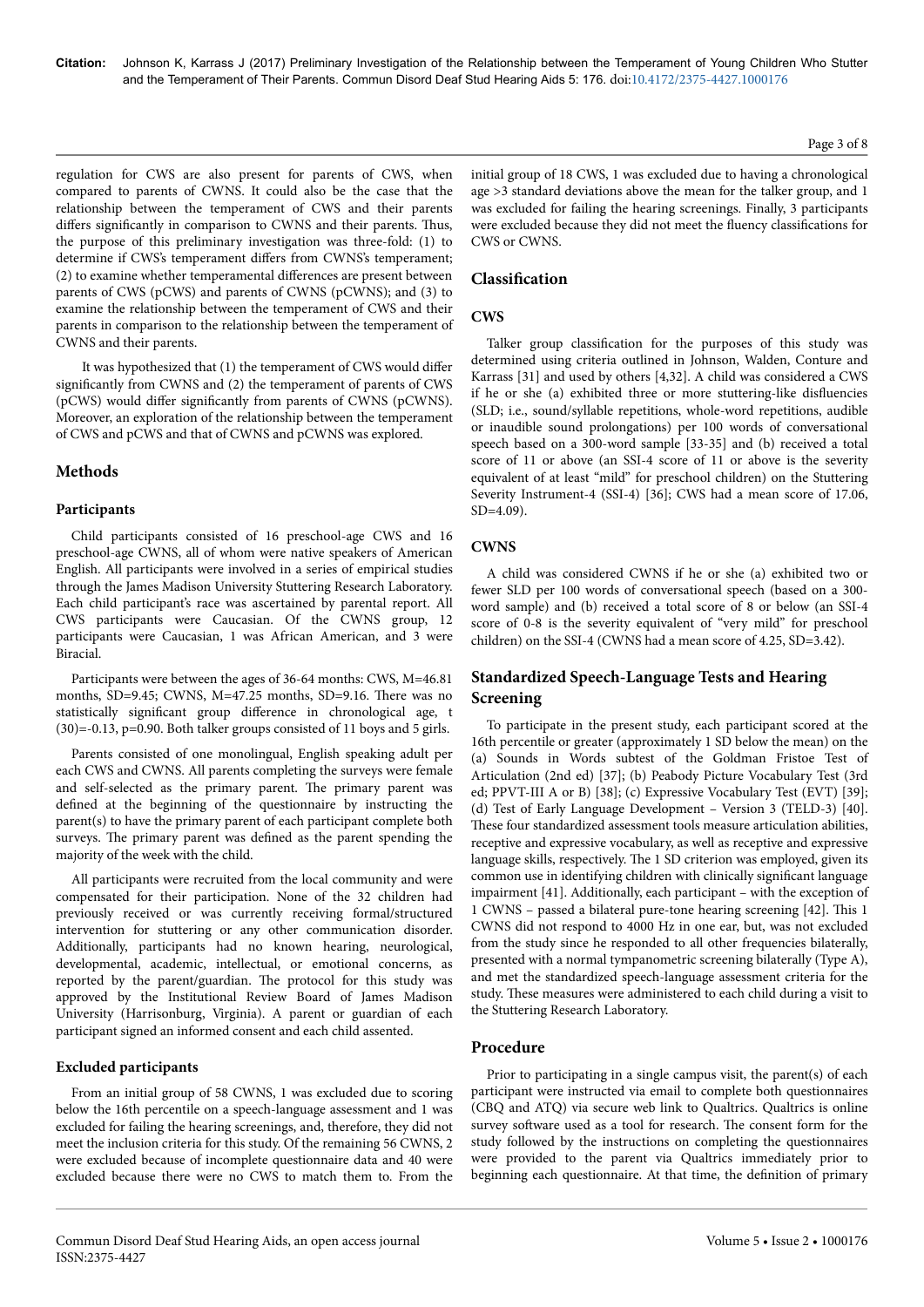regulation for CWS are also present for parents of CWS, when compared to parents of CWNS. It could also be the case that the relationship between the temperament of CWS and their parents differs significantly in comparison to CWNS and their parents. Thus, the purpose of this preliminary investigation was three-fold: (1) to determine if CWS's temperament differs from CWNS's temperament; (2) to examine whether temperamental differences are present between parents of CWS (pCWS) and parents of CWNS (pCWNS); and (3) to examine the relationship between the temperament of CWS and their parents in comparison to the relationship between the temperament of CWNS and their parents.

It was hypothesized that (1) the temperament of CWS would differ significantly from CWNS and (2) the temperament of parents of CWS (pCWS) would differ significantly from parents of CWNS (pCWNS). Moreover, an exploration of the relationship between the temperament of CWS and pCWS and that of CWNS and pCWNS was explored.

## Methods

### Participants

Child participants consisted of 16 preschool-age CWS and 16 preschool-age CWNS, all of whom were native speakers of American English. All participants were involved in a series of empirical studies through the James Madison University Stuttering Research Laboratory. Each child participant's race was ascertained by parental report. All CWS participants were Caucasian. Of the CWNS group, 12 participants were Caucasian, 1 was African American, and 3 were Biracial.

Participants were between the ages of 36-64 months: CWS, M=46.81 months, SD=9.45; CWNS, M=47.25 months, SD=9.16. There was no statistically significant group difference in chronological age, $t(30)=-0.13$, $p=0.90$. Both talker groups consisted of 11 boys and 5 girls.

Parents consisted of one monolingual, English speaking adult per each CWS and CWNS. All parents completing the surveys were female and self-selected as the primary parent. The primary parent was defined at the beginning of the questionnaire by instructing the parent(s) to have the primary parent of each participant complete both surveys. The primary parent was defined as the parent spending the majority of the week with the child.

All participants were recruited from the local community and were compensated for their participation. None of the 32 children had previously received or was currently receiving formal/structured intervention for stuttering or any other communication disorder. Additionally, participants had no known hearing, neurological, developmental, academic, intellectual, or emotional concerns, as reported by the parent/guardian. The protocol for this study was approved by the Institutional Review Board of James Madison University (Harrisonburg, Virginia). A parent or guardian of each participant signed an informed consent and each child assented.

### Excluded participants

From an initial group of 58 CWNS, 1 was excluded due to scoring below the 16th percentile on a speech-language assessment and 1 was excluded for failing the hearing screenings. Of the remaining 56 CWNS, 2 were excluded because of incomplete questionnaire data and 40 were excluded because there were no CWS to match them to. From the initial group of 18 CWS, 1 was excluded due to having a chronological age >3 standard deviations above the mean for the talker group, and 1 was excluded for failing the hearing screenings. Finally, 3 participants were excluded because they did not meet the fluency classifications for CWS or CWNS.

## Classification

### CWS

Talker group classification for the purposes of this study was determined using criteria outlined in Johnson, Walden, Conture and Karrass [31] and used by others [4,32]. A child was considered a CWS if he or she (a) exhibited three or more stuttering-like disfluencies (SLD; i.e., sound/syllable repetitions, whole-word repetitions, audible or inaudible sound prolongations) per 100 words of conversational speech based on a 300-word sample [33-35] and (b) received a total score of 11 or above (an SSI-4 score of 11 or above is the severity equivalent of at least "mild" for preschool children) on the Stuttering Severity Instrument-4 (SSI-4) [36]; CWS had a mean score of 17.06, SD=4.09).

### CWNS

A child was considered CWNS if he or she (a) exhibited two or fewer SLD per 100 words of conversational speech (based on a 300-word sample) and (b) received a total score of 8 or below (an SSI-4 score of 0-8 is the severity equivalent of "very mild" for preschool children) on the SSI-4 (CWNS had a mean score of 4.25, SD=3.42).

## Standardized Speech-Language Tests and Hearing Screening

To participate in the present study, each participant scored at the 16th percentile or greater (approximately 1 SD below the mean) on the (a) Sounds in Words subtest of the Goldman Fristoe Test of Articulation (2nd ed) [37]; (b) Peabody Picture Vocabulary Test (3rd ed; PPVT-III A or B) [38]; (c) Expressive Vocabulary Test (EVT) [39]; (d) Test of Early Language Development – Version 3 (TELD-3) [40]. These four standardized assessment tools measure articulation abilities, receptive and expressive vocabulary, as well as receptive and expressive language skills, respectively. The 1 SD criterion was employed, given its common use in identifying children with clinically significant language impairment [41]. Additionally, each participant – with the exception of 1 CWNS – passed a bilateral pure-tone hearing screening [42]. This 1 CWNS did not respond to 4000 Hz in one ear, but, was not excluded from the study since he responded to all other frequencies bilaterally, presented with a normal tympanometric screening bilaterally (Type A), and met the standardized speech-language assessment criteria for the study. These measures were administered to each child during a visit to the Stuttering Research Laboratory.

## Procedure

Prior to participating in a single campus visit, the parent(s) of each participant were instructed via email to complete both questionnaires (CBQ and ATQ) via secure web link to Qualtrics. Qualtrics is online survey software used as a tool for research. The consent form for the study followed by the instructions on completing the questionnaires were provided to the parent via Qualtrics immediately prior to beginning each questionnaire. At that time, the definition of primary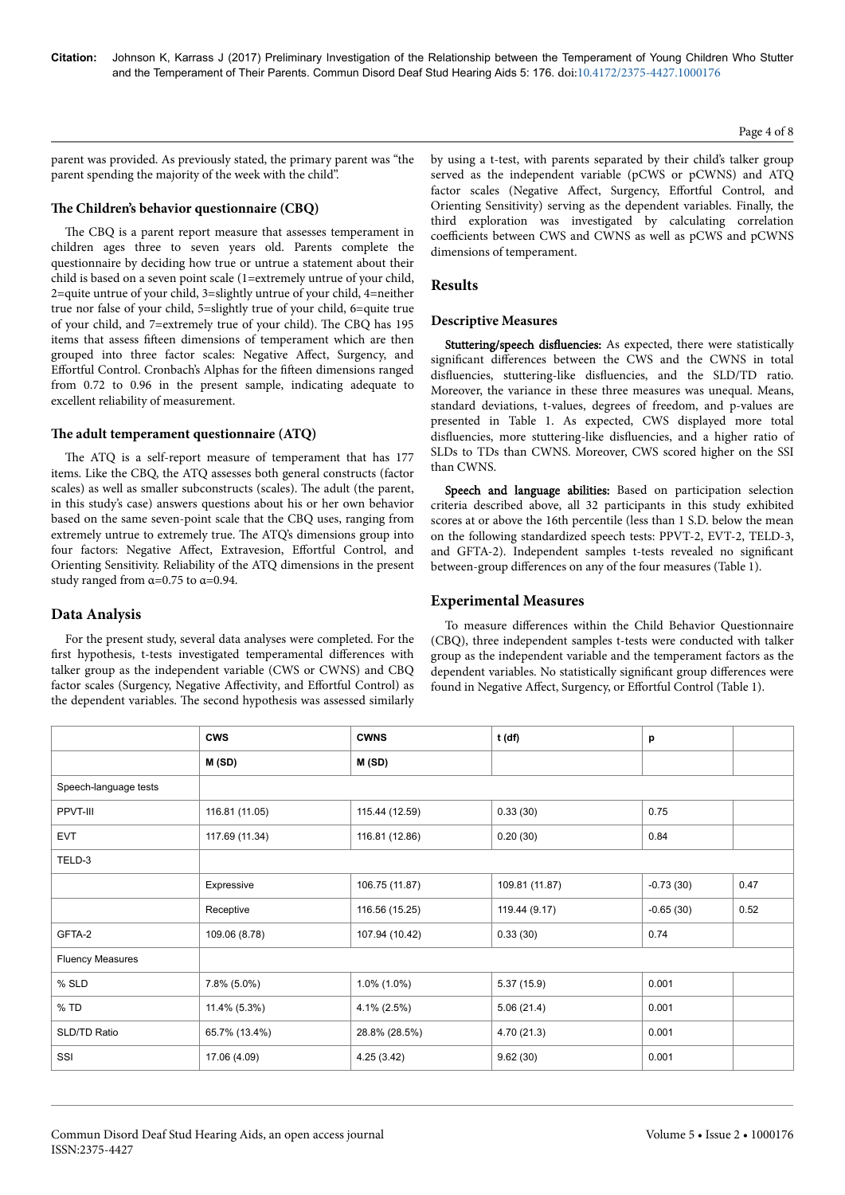parent was provided. As previously stated, the primary parent was "the parent spending the majority of the week with the child".

### The Children's behavior questionnaire (CBQ)

The CBQ is a parent report measure that assesses temperament in children ages three to seven years old. Parents complete the questionnaire by deciding how true or untrue a statement about their child is based on a seven point scale (1=extremely untrue of your child, 2=quite untrue of your child, 3=slightly untrue of your child, 4=neither true nor false of your child, 5=slightly true of your child, 6=quite true of your child, and 7=extremely true of your child). The CBQ has 195 items that assess fifteen dimensions of temperament which are then grouped into three factor scales: Negative Affect, Surgency, and Effortful Control. Cronbach's Alphas for the fifteen dimensions ranged from 0.72 to 0.96 in the present sample, indicating adequate to excellent reliability of measurement.

### The adult temperament questionnaire (ATQ)

The ATQ is a self-report measure of temperament that has 177 items. Like the CBQ, the ATQ assesses both general constructs (factor scales) as well as smaller subconstructs (scales). The adult (the parent, in this study's case) answers questions about his or her own behavior based on the same seven-point scale that the CBQ uses, ranging from extremely untrue to extremely true. The ATQ's dimensions group into four factors: Negative Affect, Extravesion, Effortful Control, and Orienting Sensitivity. Reliability of the ATQ dimensions in the present study ranged from α=0.75 to α=0.94.

## Data Analysis

For the present study, several data analyses were completed. For the first hypothesis, t-tests investigated temperamental differences with talker group as the independent variable (CWS or CWNS) and CBQ factor scales (Surgency, Negative Affectivity, and Effortful Control) as the dependent variables. The second hypothesis was assessed similarly by using a t-test, with parents separated by their child's talker group served as the independent variable (pCWS or pCWNS) and ATQ factor scales (Negative Affect, Surgency, Effortful Control, and Orienting Sensitivity) serving as the dependent variables. Finally, the third exploration was investigated by calculating correlation coefficients between CWS and CWNS as well as pCWS and pCWNS dimensions of temperament.

## Results

### Descriptive Measures

**Stuttering/speech disfluencies:** As expected, there were statistically significant differences between the CWS and the CWNS in total disfluencies, stuttering-like disfluencies, and the SLD/TD ratio. Moreover, the variance in these three measures was unequal. Means, standard deviations, t-values, degrees of freedom, and p-values are presented in Table 1. As expected, CWS displayed more total disfluencies, more stuttering-like disfluencies, and a higher ratio of SLDs to TDs than CWNS. Moreover, CWS scored higher on the SSI than CWNS.

**Speech and language abilities:** Based on participation selection criteria described above, all 32 participants in this study exhibited scores at or above the 16th percentile (less than 1 S.D. below the mean on the following standardized speech tests: PPVT-2, EVT-2, TELD-3, and GFTA-2). Independent samples t-tests revealed no significant between-group differences on any of the four measures (Table 1).

## Experimental Measures

To measure differences within the Child Behavior Questionnaire (CBQ), three independent samples t-tests were conducted with talker group as the independent variable and the temperament factors as the dependent variables. No statistically significant group differences were found in Negative Affect, Surgency, or Effortful Control (Table 1).

| | CWS | CWNS | t (df) | p | |
|---|---|---|---|---|---|
| | M (SD) | M (SD) | | | |
| Speech-language tests | | | | | |
| PPVT-III | 116.81 (11.05) | 115.44 (12.59) | 0.33 (30) | 0.75 | |
| EVT | 117.69 (11.34) | 116.81 (12.86) | 0.20 (30) | 0.84 | |
| TELD-3 | | | | | |
| | Expressive | 106.75 (11.87) | 109.81 (11.87) | -0.73 (30) | 0.47 |
| | Receptive | 116.56 (15.25) | 119.44 (9.17) | -0.65 (30) | 0.52 |
| GFTA-2 | 109.06 (8.78) | 107.94 (10.42) | 0.33 (30) | 0.74 | |
| Fluency Measures | | | | | |
| % SLD | 7.8% (5.0%) | 1.0% (1.0%) | 5.37 (15.9) | 0.001 | |
| % TD | 11.4% (5.3%) | 4.1% (2.5%) | 5.06 (21.4) | 0.001 | |
| SLD/TD Ratio | 65.7% (13.4%) | 28.8% (28.5%) | 4.70 (21.3) | 0.001 | |
| SSI | 17.06 (4.09) | 4.25 (3.42) | 9.62 (30) | 0.001 | |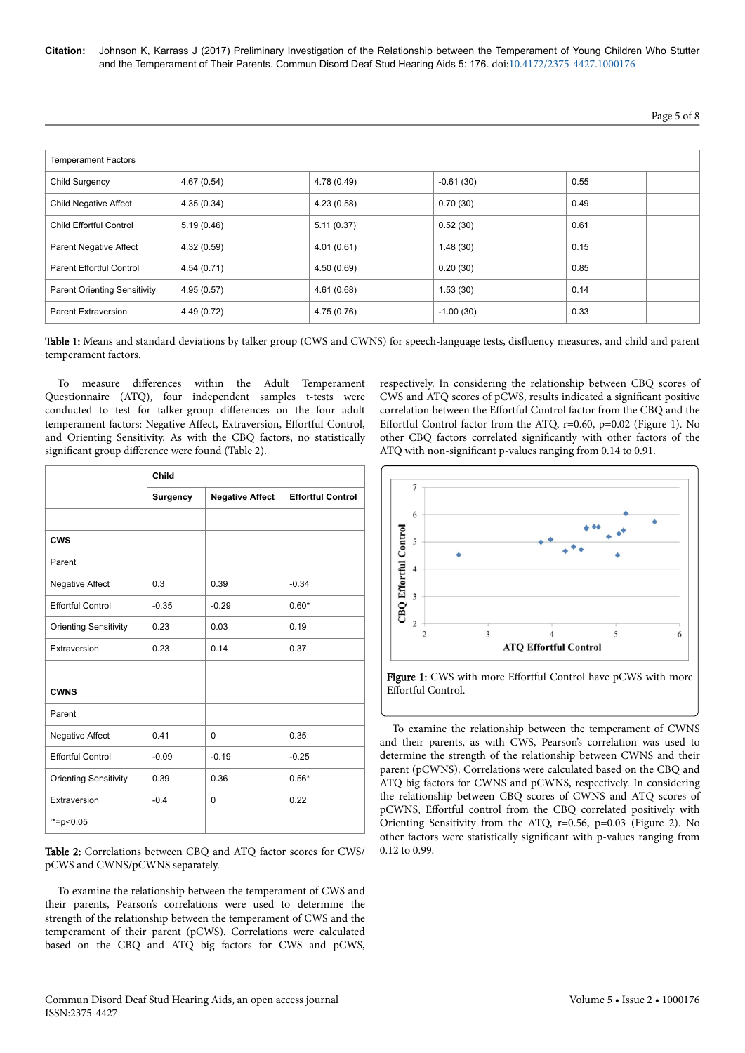| Temperament Factors | | | | | |
|---|---|---|---|---|---|
| Child Surgency | 4.67 (0.54) | 4.78 (0.49) | -0.61 (30) | 0.55 | |
| Child Negative Affect | 4.35 (0.34) | 4.23 (0.58) | 0.70 (30) | 0.49 | |
| Child Effortful Control | 5.19 (0.46) | 5.11 (0.37) | 0.52 (30) | 0.61 | |
| Parent Negative Affect | 4.32 (0.59) | 4.01 (0.61) | 1.48 (30) | 0.15 | |
| Parent Effortful Control | 4.54 (0.71) | 4.50 (0.69) | 0.20 (30) | 0.85 | |
| Parent Orienting Sensitivity | 4.95 (0.57) | 4.61 (0.68) | 1.53 (30) | 0.14 | |
| Parent Extraversion | 4.49 (0.72) | 4.75 (0.76) | -1.00 (30) | 0.33 | |

**Table 1:** Means and standard deviations by talker group (CWS and CWNS) for speech-language tests, disfluency measures, and child and parent temperament factors.

To measure differences within the Adult Temperament Questionnaire (ATQ), four independent samples t-tests were conducted to test for talker-group differences on the four adult temperament factors: Negative Affect, Extraversion, Effortful Control, and Orienting Sensitivity. As with the CBQ factors, no statistically significant group difference were found (Table 2).

| | Child | | |
|---|---|---|---|
| | Surgency | Negative Affect | Effortful Control |
| | | | |
| **CWS** | | | |
| Parent | | | |
| Negative Affect | 0.3 | 0.39 | -0.34 |
| Effortful Control | -0.35 | -0.29 | 0.60* |
| Orienting Sensitivity | 0.23 | 0.03 | 0.19 |
| Extraversion | 0.23 | 0.14 | 0.37 |
| | | | |
| **CWNS** | | | |
| Parent | | | |
| Negative Affect | 0.41 | 0 | 0.35 |
| Effortful Control | -0.09 | -0.19 | -0.25 |
| Orienting Sensitivity | 0.39 | 0.36 | 0.56* |
| Extraversion | -0.4 | 0 | 0.22 |
| '*=p<0.05 | | | |

**Table 2:** Correlations between CBQ and ATQ factor scores for CWS/pCWS and CWNS/pCWNS separately.

To examine the relationship between the temperament of CWS and their parents, Pearson's correlations were used to determine the strength of the relationship between the temperament of CWS and the temperament of their parent (pCWS). Correlations were calculated based on the CBQ and ATQ big factors for CWS and pCWS, respectively. In considering the relationship between CBQ scores of CWS and ATQ scores of pCWS, results indicated a significant positive correlation between the Effortful Control factor from the CBQ and the Effortful Control factor from the ATQ, r=0.60, p=0.02 (Figure 1). No other CBQ factors correlated significantly with other factors of the ATQ with non-significant p-values ranging from 0.14 to 0.91.

**Figure 1:** CWS with more Effortful Control have pCWS with more Effortful Control.

To examine the relationship between the temperament of CWNS and their parents, as with CWS, Pearson's correlation was used to determine the strength of the relationship between CWNS and their parent (pCWNS). Correlations were calculated based on the CBQ and ATQ big factors for CWNS and pCWNS, respectively. In considering the relationship between CBQ scores of CWNS and ATQ scores of pCWNS, Effortful control from the CBQ correlated positively with Orienting Sensitivity from the ATQ, r=0.56, p=0.03 (Figure 2). No other factors were statistically significant with p-values ranging from 0.12 to 0.99.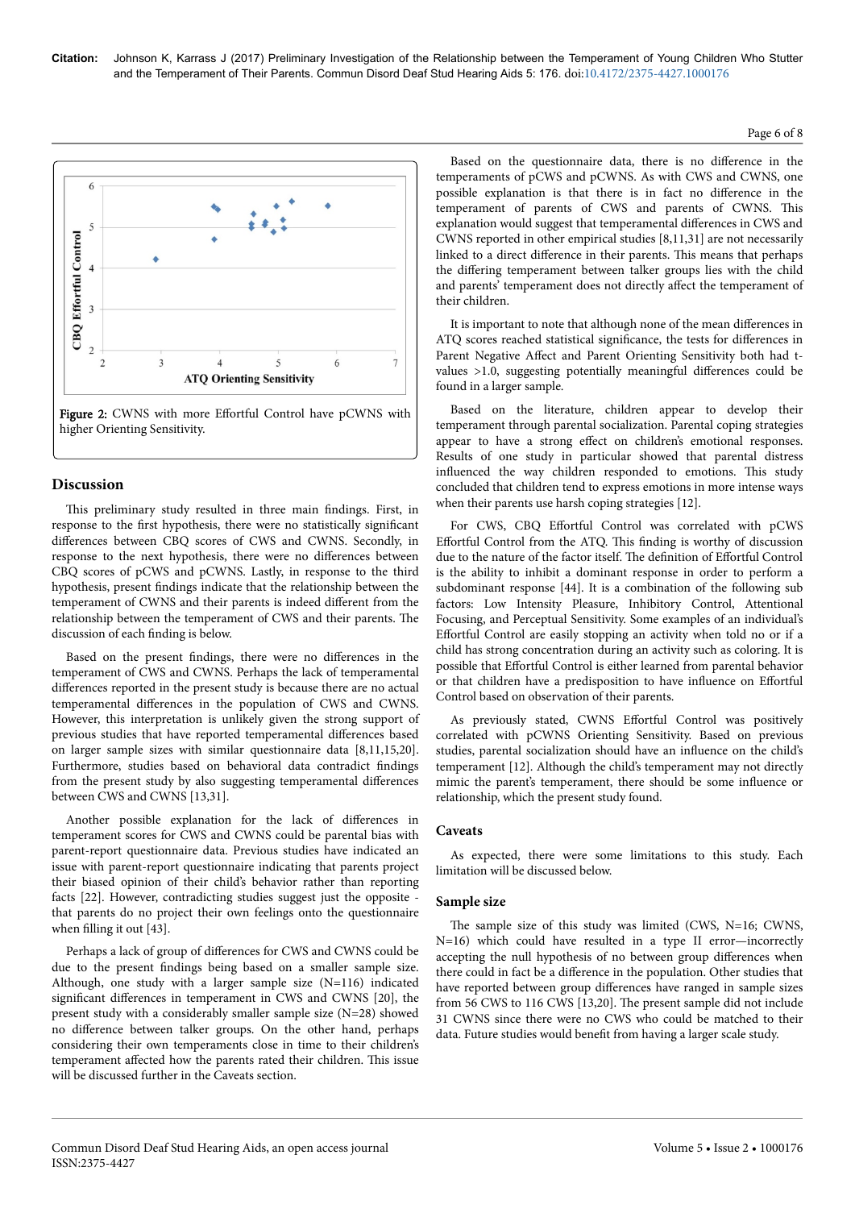6

5

4

3

2

CBQ Effortful Control

2 3 4 5 6 7

ATQ Orienting Sensitivity

**Figure 2:** CWNS with more Effortful Control have pCWNS with higher Orienting Sensitivity.

## Discussion

This preliminary study resulted in three main findings. First, in response to the first hypothesis, there were no statistically significant differences between CBQ scores of CWS and CWNS. Secondly, in response to the next hypothesis, there were no differences between CBQ scores of pCWS and pCWNS. Lastly, in response to the third hypothesis, present findings indicate that the relationship between the temperament of CWNS and their parents is indeed different from the relationship between the temperament of CWS and their parents. The discussion of each finding is below.

Based on the present findings, there were no differences in the temperament of CWS and CWNS. Perhaps the lack of temperamental differences reported in the present study is because there are no actual temperamental differences in the population of CWS and CWNS. However, this interpretation is unlikely given the strong support of previous studies that have reported temperamental differences based on larger sample sizes with similar questionnaire data [8,11,15,20]. Furthermore, studies based on behavioral data contradict findings from the present study by also suggesting temperamental differences between CWS and CWNS [13,31].

Another possible explanation for the lack of differences in temperament scores for CWS and CWNS could be parental bias with parent-report questionnaire data. Previous studies have indicated an issue with parent-report questionnaire indicating that parents project their biased opinion of their child's behavior rather than reporting facts [22]. However, contradicting studies suggest just the opposite - that parents do no project their own feelings onto the questionnaire when filling it out [43].

Perhaps a lack of group of differences for CWS and CWNS could be due to the present findings being based on a smaller sample size. Although, one study with a larger sample size (N=116) indicated significant differences in temperament in CWS and CWNS [20], the present study with a considerably smaller sample size (N=28) showed no difference between talker groups. On the other hand, perhaps considering their own temperaments close in time to their children's temperament affected how the parents rated their children. This issue will be discussed further in the Caveats section.

Based on the questionnaire data, there is no difference in the temperaments of pCWS and pCWNS. As with CWS and CWNS, one possible explanation is that there is in fact no difference in the temperament of parents of CWS and parents of CWNS. This explanation would suggest that temperamental differences in CWS and CWNS reported in other empirical studies [8,11,31] are not necessarily linked to a direct difference in their parents. This means that perhaps the differing temperament between talker groups lies with the child and parents' temperament does not directly affect the temperament of their children.

It is important to note that although none of the mean differences in ATQ scores reached statistical significance, the tests for differences in Parent Negative Affect and Parent Orienting Sensitivity both had t-values >1.0, suggesting potentially meaningful differences could be found in a larger sample.

Based on the literature, children appear to develop their temperament through parental socialization. Parental coping strategies appear to have a strong effect on children's emotional responses. Results of one study in particular showed that parental distress influenced the way children responded to emotions. This study concluded that children tend to express emotions in more intense ways when their parents use harsh coping strategies [12].

For CWS, CBQ Effortful Control was correlated with pCWS Effortful Control from the ATQ. This finding is worthy of discussion due to the nature of the factor itself. The definition of Effortful Control is the ability to inhibit a dominant response in order to perform a subdominant response [44]. It is a combination of the following sub factors: Low Intensity Pleasure, Inhibitory Control, Attentional Focusing, and Perceptual Sensitivity. Some examples of an individual's Effortful Control are easily stopping an activity when told no or if a child has strong concentration during an activity such as coloring. It is possible that Effortful Control is either learned from parental behavior or that children have a predisposition to have influence on Effortful Control based on observation of their parents.

As previously stated, CWNS Effortful Control was positively correlated with pCWNS Orienting Sensitivity. Based on previous studies, parental socialization should have an influence on the child's temperament [12]. Although the child's temperament may not directly mimic the parent's temperament, there should be some influence or relationship, which the present study found.

## Caveats

As expected, there were some limitations to this study. Each limitation will be discussed below.

### Sample size

The sample size of this study was limited (CWS, N=16; CWNS, N=16) which could have resulted in a type II error—incorrectly accepting the null hypothesis of no between group differences when there could in fact be a difference in the population. Other studies that have reported between group differences have ranged in sample sizes from 56 CWS to 116 CWS [13,20]. The present sample did not include 31 CWNS since there were no CWS who could be matched to their data. Future studies would benefit from having a larger scale study.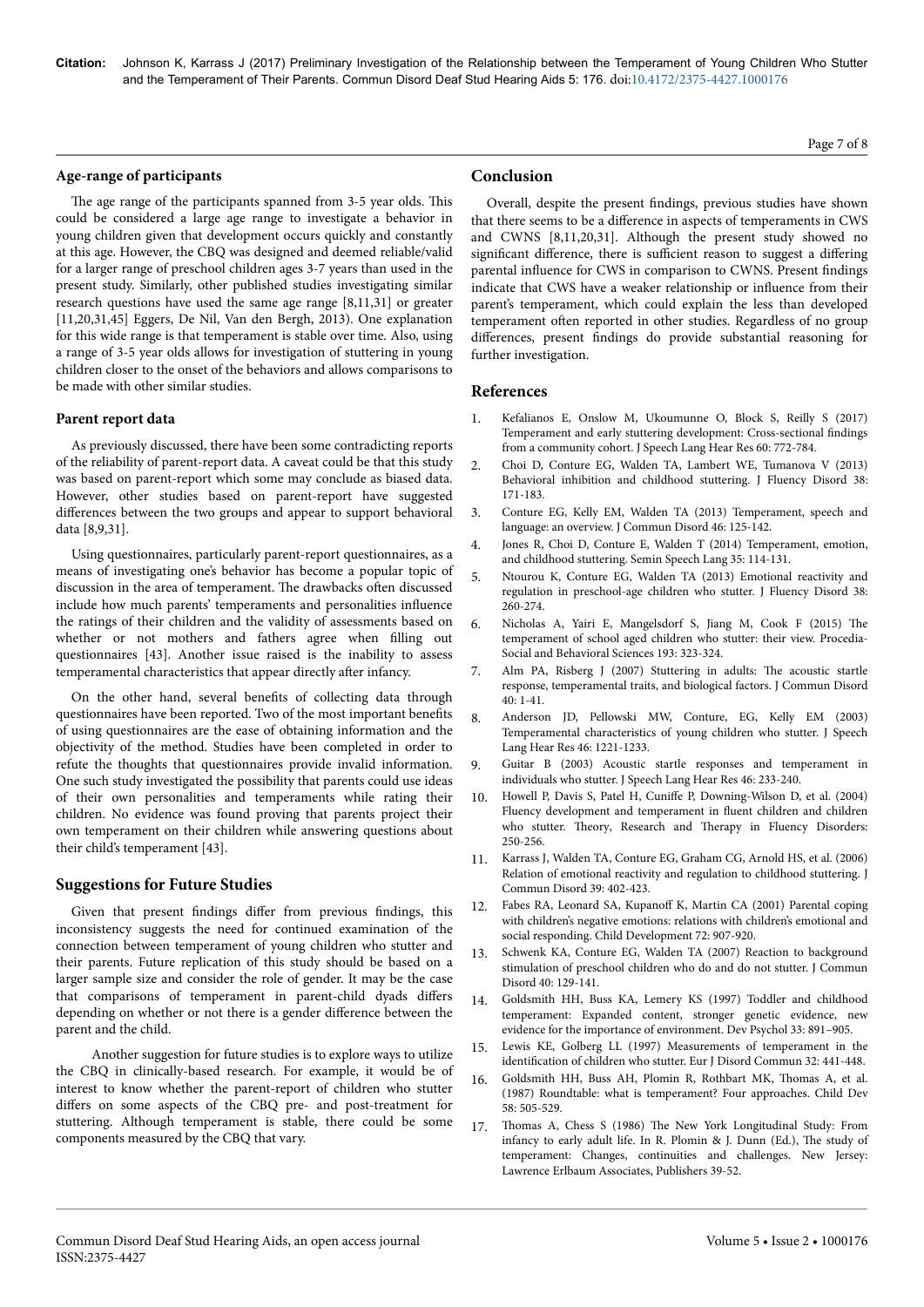### Age-range of participants

The age range of the participants spanned from 3-5 year olds. This could be considered a large age range to investigate a behavior in young children given that development occurs quickly and constantly at this age. However, the CBQ was designed and deemed reliable/valid for a larger range of preschool children ages 3-7 years than used in the present study. Similarly, other published studies investigating similar research questions have used the same age range [8,11,31] or greater [11,20,31,45] Eggers, De Nil, Van den Bergh, 2013). One explanation for this wide range is that temperament is stable over time. Also, using a range of 3-5 year olds allows for investigation of stuttering in young children closer to the onset of the behaviors and allows comparisons to be made with other similar studies.

### Parent report data

As previously discussed, there have been some contradicting reports of the reliability of parent-report data. A caveat could be that this study was based on parent-report which some may conclude as biased data. However, other studies based on parent-report have suggested differences between the two groups and appear to support behavioral data [8,9,31].

Using questionnaires, particularly parent-report questionnaires, as a means of investigating one's behavior has become a popular topic of discussion in the area of temperament. The drawbacks often discussed include how much parents' temperaments and personalities influence the ratings of their children and the validity of assessments based on whether or not mothers and fathers agree when filling out questionnaires [43]. Another issue raised is the inability to assess temperamental characteristics that appear directly after infancy.

On the other hand, several benefits of collecting data through questionnaires have been reported. Two of the most important benefits of using questionnaires are the ease of obtaining information and the objectivity of the method. Studies have been completed in order to refute the thoughts that questionnaires provide invalid information. One such study investigated the possibility that parents could use ideas of their own personalities and temperaments while rating their children. No evidence was found proving that parents project their own temperament on their children while answering questions about their child's temperament [43].

## Suggestions for Future Studies

Given that present findings differ from previous findings, this inconsistency suggests the need for continued examination of the connection between temperament of young children who stutter and their parents. Future replication of this study should be based on a larger sample size and consider the role of gender. It may be the case that comparisons of temperament in parent-child dyads differs depending on whether or not there is a gender difference between the parent and the child.

Another suggestion for future studies is to explore ways to utilize the CBQ in clinically-based research. For example, it would be of interest to know whether the parent-report of children who stutter differs on some aspects of the CBQ pre- and post-treatment for stuttering. Although temperament is stable, there could be some components measured by the CBQ that vary.

## Conclusion

Overall, despite the present findings, previous studies have shown that there seems to be a difference in aspects of temperaments in CWS and CWNS [8,11,20,31]. Although the present study showed no significant difference, there is sufficient reason to suggest a differing parental influence for CWS in comparison to CWNS. Present findings indicate that CWS have a weaker relationship or influence from their parent's temperament, which could explain the less than developed temperament often reported in other studies. Regardless of no group differences, present findings do provide substantial reasoning for further investigation.

## References

1. Kefalianos E, Onslow M, Ukoumunne O, Block S, Reilly S (2017) Temperament and early stuttering development: Cross-sectional findings from a community cohort. J Speech Lang Hear Res 60: 772-784.
2. Choi D, Conture EG, Walden TA, Lambert WE, Tumanova V (2013) Behavioral inhibition and childhood stuttering. J Fluency Disord 38: 171-183.
3. Conture EG, Kelly EM, Walden TA (2013) Temperament, speech and language: an overview. J Commun Disord 46: 125-142.
4. Jones R, Choi D, Conture E, Walden T (2014) Temperament, emotion, and childhood stuttering. Semin Speech Lang 35: 114-131.
5. Ntourou K, Conture EG, Walden TA (2013) Emotional reactivity and regulation in preschool-age children who stutter. J Fluency Disord 38: 260-274.
6. Nicholas A, Yairi E, Mangelsdorf S, Jiang M, Cook F (2015) The temperament of school aged children who stutter: their view. Procedia-Social and Behavioral Sciences 193: 323-324.
7. Alm PA, Risberg J (2007) Stuttering in adults: The acoustic startle response, temperamental traits, and biological factors. J Commun Disord 40: 1-41.
8. Anderson JD, Pellowski MW, Conture, EG, Kelly EM (2003) Temperamental characteristics of young children who stutter. J Speech Lang Hear Res 46: 1221-1233.
9. Guitar B (2003) Acoustic startle responses and temperament in individuals who stutter. J Speech Lang Hear Res 46: 233-240.
10. Howell P, Davis S, Patel H, Cuniffe P, Downing-Wilson D, et al. (2004) Fluency development and temperament in fluent children and children who stutter. Theory, Research and Therapy in Fluency Disorders: 250-256.
11. Karrass J, Walden TA, Conture EG, Graham CG, Arnold HS, et al. (2006) Relation of emotional reactivity and regulation to childhood stuttering. J Commun Disord 39: 402-423.
12. Fabes RA, Leonard SA, Kupanoff K, Martin CA (2001) Parental coping with children's negative emotions: relations with children's emotional and social responding. Child Development 72: 907-920.
13. Schwenk KA, Conture EG, Walden TA (2007) Reaction to background stimulation of preschool children who do and do not stutter. J Commun Disord 40: 129-141.
14. Goldsmith HH, Buss KA, Lemery KS (1997) Toddler and childhood temperament: Expanded content, stronger genetic evidence, new evidence for the importance of environment. Dev Psychol 33: 891–905.
15. Lewis KE, Golberg LL (1997) Measurements of temperament in the identification of children who stutter. Eur J Disord Commun 32: 441-448.
16. Goldsmith HH, Buss AH, Plomin R, Rothbart MK, Thomas A, et al. (1987) Roundtable: what is temperament? Four approaches. Child Dev 58: 505-529.
17. Thomas A, Chess S (1986) The New York Longitudinal Study: From infancy to early adult life. In R. Plomin & J. Dunn (Ed.), The study of temperament: Changes, continuities and challenges. New Jersey: Lawrence Erlbaum Associates, Publishers 39-52.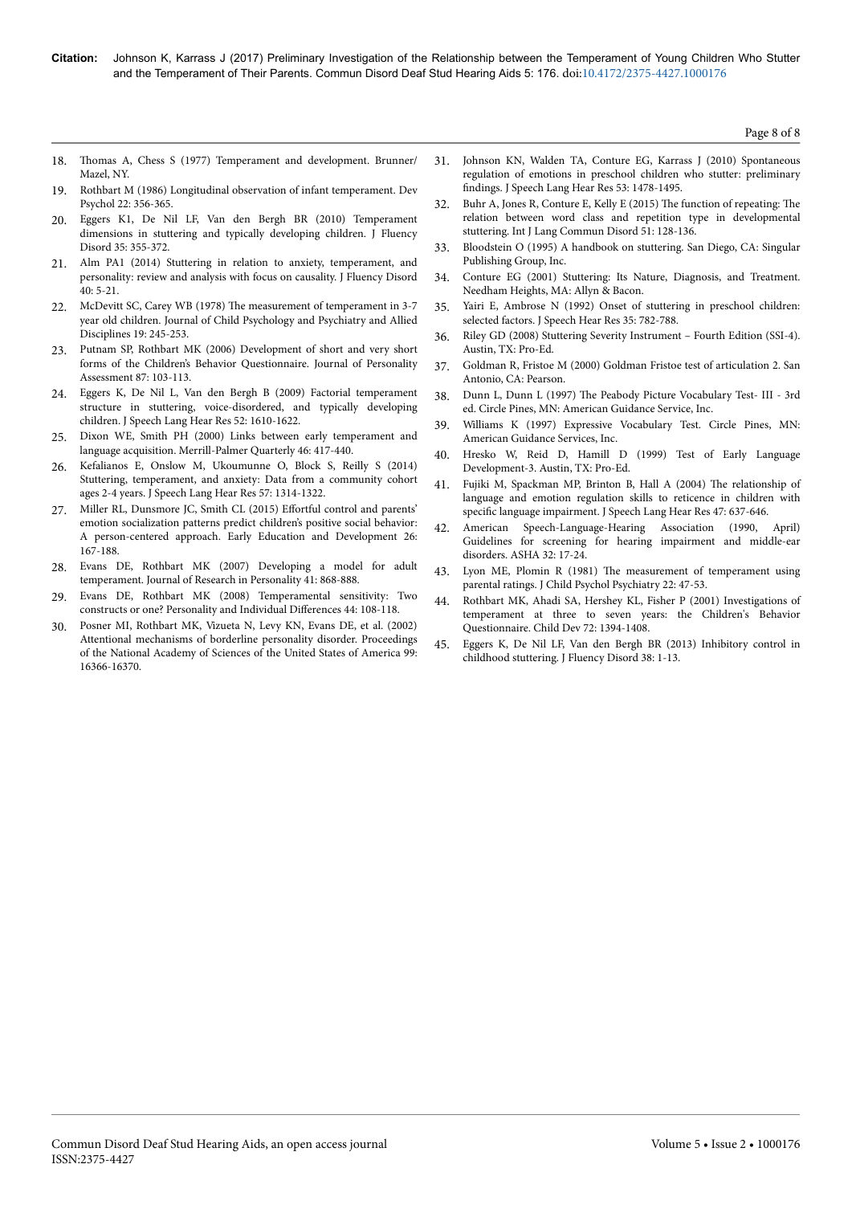18. Thomas A, Chess S (1977) Temperament and development. Brunner/ Mazel, NY.
19. Rothbart M (1986) Longitudinal observation of infant temperament. Dev Psychol 22: 356-365.
20. Eggers K1, De Nil LF, Van den Bergh BR (2010) Temperament dimensions in stuttering and typically developing children. J Fluency Disord 35: 355-372.
21. Alm PA1 (2014) Stuttering in relation to anxiety, temperament, and personality: review and analysis with focus on causality. J Fluency Disord 40: 5-21.
22. McDevitt SC, Carey WB (1978) The measurement of temperament in 3-7 year old children. Journal of Child Psychology and Psychiatry and Allied Disciplines 19: 245-253.
23. Putnam SP, Rothbart MK (2006) Development of short and very short forms of the Children's Behavior Questionnaire. Journal of Personality Assessment 87: 103-113.
24. Eggers K, De Nil L, Van den Bergh B (2009) Factorial temperament structure in stuttering, voice-disordered, and typically developing children. J Speech Lang Hear Res 52: 1610-1622.
25. Dixon WE, Smith PH (2000) Links between early temperament and language acquisition. Merrill-Palmer Quarterly 46: 417-440.
26. Kefalianos E, Onslow M, Ukoumunne O, Block S, Reilly S (2014) Stuttering, temperament, and anxiety: Data from a community cohort ages 2-4 years. J Speech Lang Hear Res 57: 1314-1322.
27. Miller RL, Dunsmore JC, Smith CL (2015) Effortful control and parents' emotion socialization patterns predict children's positive social behavior: A person-centered approach. Early Education and Development 26: 167-188.
28. Evans DE, Rothbart MK (2007) Developing a model for adult temperament. Journal of Research in Personality 41: 868-888.
29. Evans DE, Rothbart MK (2008) Temperamental sensitivity: Two constructs or one? Personality and Individual Differences 44: 108-118.
30. Posner MI, Rothbart MK, Vizueta N, Levy KN, Evans DE, et al. (2002) Attentional mechanisms of borderline personality disorder. Proceedings of the National Academy of Sciences of the United States of America 99: 16366-16370.
31. Johnson KN, Walden TA, Conture EG, Karrass J (2010) Spontaneous regulation of emotions in preschool children who stutter: preliminary findings. J Speech Lang Hear Res 53: 1478-1495.
32. Buhr A, Jones R, Conture E, Kelly E (2015) The function of repeating: The relation between word class and repetition type in developmental stuttering. Int J Lang Commun Disord 51: 128-136.
33. Bloodstein O (1995) A handbook on stuttering. San Diego, CA: Singular Publishing Group, Inc.
34. Conture EG (2001) Stuttering: Its Nature, Diagnosis, and Treatment. Needham Heights, MA: Allyn & Bacon.
35. Yairi E, Ambrose N (1992) Onset of stuttering in preschool children: selected factors. J Speech Hear Res 35: 782-788.
36. Riley GD (2008) Stuttering Severity Instrument – Fourth Edition (SSI-4). Austin, TX: Pro-Ed.
37. Goldman R, Fristoe M (2000) Goldman Fristoe test of articulation 2. San Antonio, CA: Pearson.
38. Dunn L, Dunn L (1997) The Peabody Picture Vocabulary Test- III - 3rd ed. Circle Pines, MN: American Guidance Service, Inc.
39. Williams K (1997) Expressive Vocabulary Test. Circle Pines, MN: American Guidance Services, Inc.
40. Hresko W, Reid D, Hamill D (1999) Test of Early Language Development-3. Austin, TX: Pro-Ed.
41. Fujiki M, Spackman MP, Brinton B, Hall A (2004) The relationship of language and emotion regulation skills to reticence in children with specific language impairment. J Speech Lang Hear Res 47: 637-646.
42. American Speech-Language-Hearing Association (1990, April) Guidelines for screening for hearing impairment and middle-ear disorders. ASHA 32: 17-24.
43. Lyon ME, Plomin R (1981) The measurement of temperament using parental ratings. J Child Psychol Psychiatry 22: 47-53.
44. Rothbart MK, Ahadi SA, Hershey KL, Fisher P (2001) Investigations of temperament at three to seven years: the Children's Behavior Questionnaire. Child Dev 72: 1394-1408.
45. Eggers K, De Nil LF, Van den Bergh BR (2013) Inhibitory control in childhood stuttering. J Fluency Disord 38: 1-13.